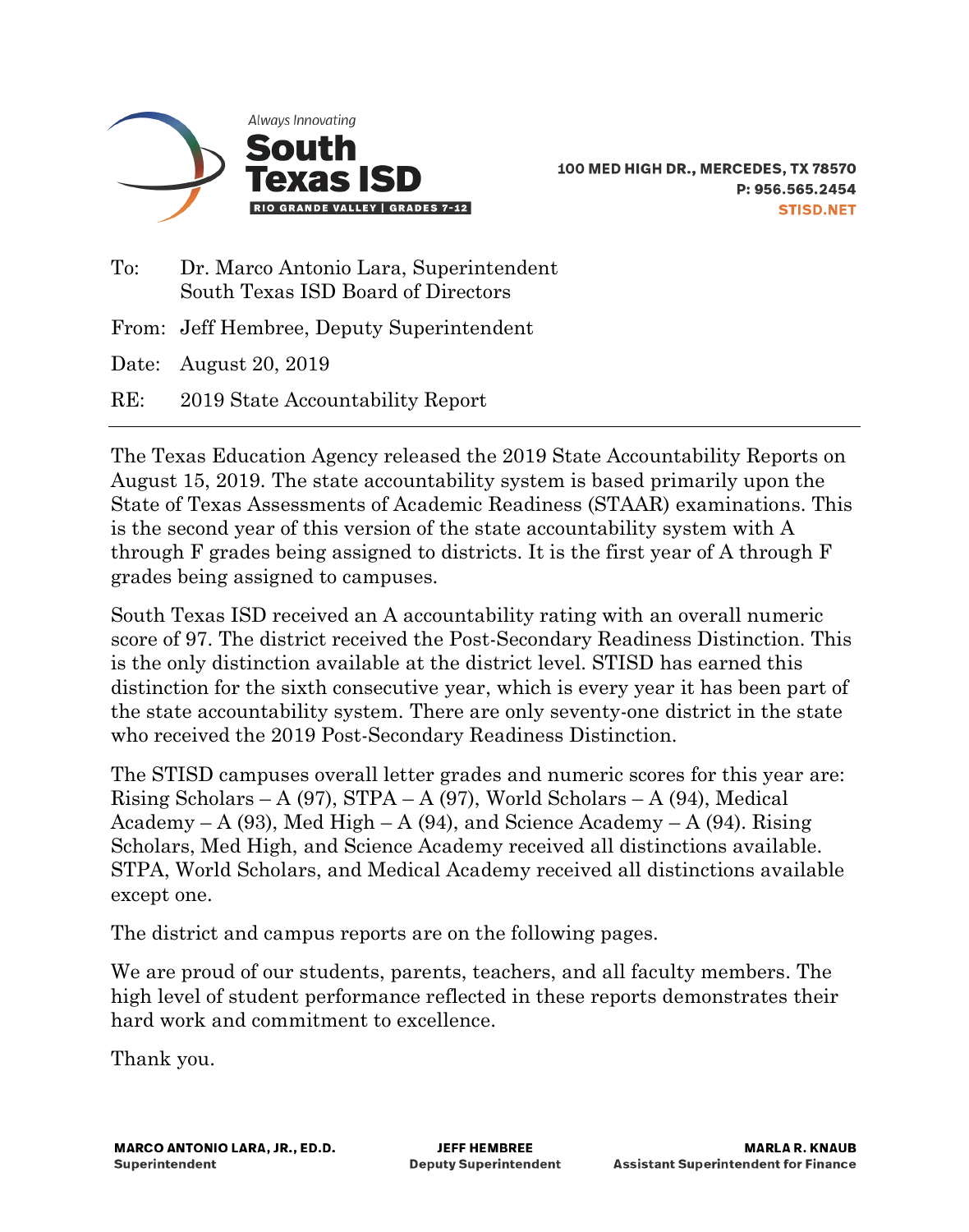Always Innovating

**South Texas ISD**

**RIO GRANDE VALLEY | GRADES 7-12**

**100 MED HIGH DR., MERCEDES, TX 78570**
**P: 956.565.2454**
**STISD.NET**

To: Dr. Marco Antonio Lara, Superintendent
South Texas ISD Board of Directors

From: Jeff Hembree, Deputy Superintendent

Date: August 20, 2019

RE: 2019 State Accountability Report

---

The Texas Education Agency released the 2019 State Accountability Reports on August 15, 2019. The state accountability system is based primarily upon the State of Texas Assessments of Academic Readiness (STAAR) examinations. This is the second year of this version of the state accountability system with A through F grades being assigned to districts. It is the first year of A through F grades being assigned to campuses.

South Texas ISD received an A accountability rating with an overall numeric score of 97. The district received the Post-Secondary Readiness Distinction. This is the only distinction available at the district level. STISD has earned this distinction for the sixth consecutive year, which is every year it has been part of the state accountability system. There are only seventy-one district in the state who received the 2019 Post-Secondary Readiness Distinction.

The STISD campuses overall letter grades and numeric scores for this year are: Rising Scholars – A (97), STPA – A (97), World Scholars – A (94), Medical Academy – A (93), Med High – A (94), and Science Academy – A (94). Rising Scholars, Med High, and Science Academy received all distinctions available. STPA, World Scholars, and Medical Academy received all distinctions available except one.

The district and campus reports are on the following pages.

We are proud of our students, parents, teachers, and all faculty members. The high level of student performance reflected in these reports demonstrates their hard work and commitment to excellence.

Thank you.

**MARCO ANTONIO LARA, JR., ED.D.**
**Superintendent**

**JEFF HEMBREE**
**Deputy Superintendent**

**MARLA R. KNAUB**
**Assistant Superintendent for Finance**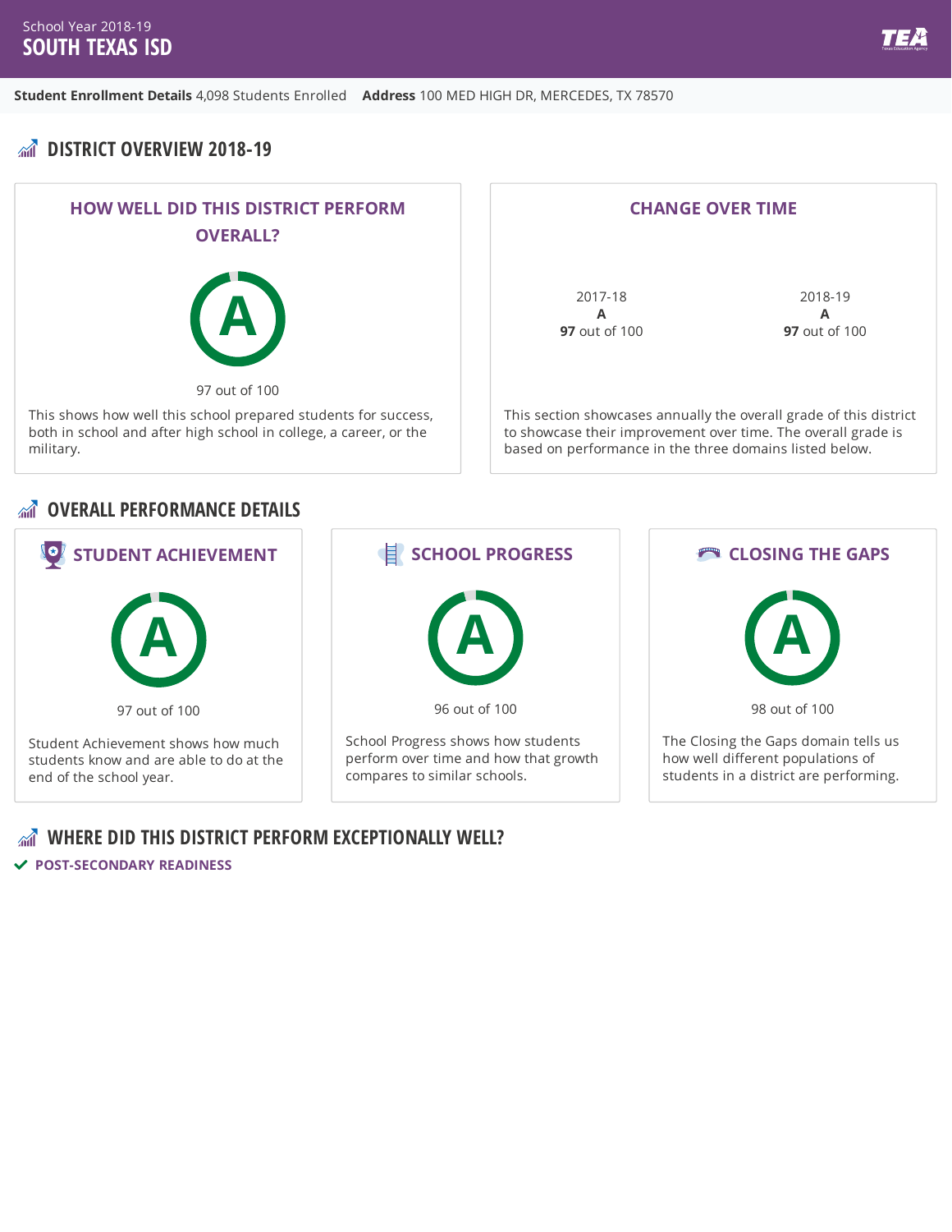School Year 2018-19

# SOUTH TEXAS ISD

**Student Enrollment Details** 4,098 Students Enrolled **Address** 100 MED HIGH DR, MERCEDES, TX 78570

## DISTRICT OVERVIEW 2018-19

### HOW WELL DID THIS DISTRICT PERFORM OVERALL?

A

97 out of 100

This shows how well this school prepared students for success, both in school and after high school in college, a career, or the military.

### CHANGE OVER TIME

| 2017-18 | 2018-19 |
|---|---|
| **A** | **A** |
| **97** out of 100 | **97** out of 100 |

This section showcases annually the overall grade of this district to showcase their improvement over time. The overall grade is based on performance in the three domains listed below.

## OVERALL PERFORMANCE DETAILS

### STUDENT ACHIEVEMENT

A

97 out of 100

Student Achievement shows how much students know and are able to do at the end of the school year.

### SCHOOL PROGRESS

A

96 out of 100

School Progress shows how students perform over time and how that growth compares to similar schools.

### CLOSING THE GAPS

A

98 out of 100

The Closing the Gaps domain tells us how well different populations of students in a district are performing.

## WHERE DID THIS DISTRICT PERFORM EXCEPTIONALLY WELL?

✓ **POST-SECONDARY READINESS**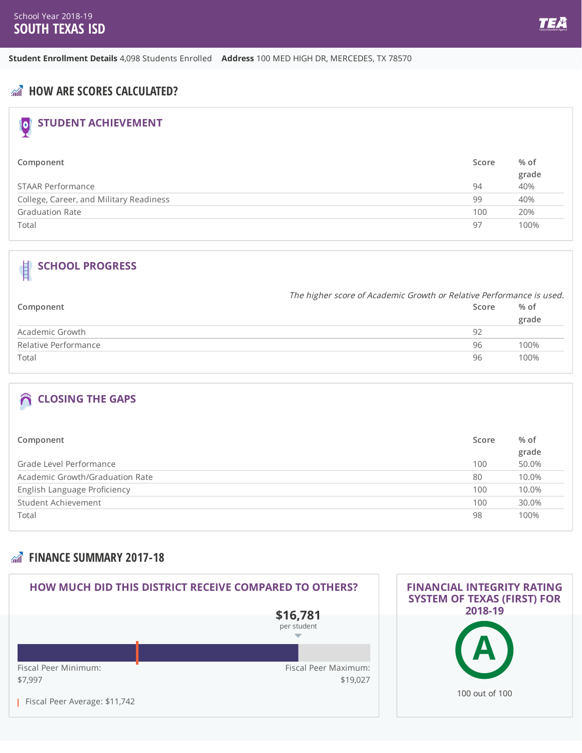School Year 2018-19

# SOUTH TEXAS ISD

**Student Enrollment Details** 4,098 Students Enrolled **Address** 100 MED HIGH DR, MERCEDES, TX 78570

## HOW ARE SCORES CALCULATED?

### STUDENT ACHIEVEMENT

| Component | Score | % of grade |
|---|---|---|
| STAAR Performance | 94 | 40% |
| College, Career, and Military Readiness | 99 | 40% |
| Graduation Rate | 100 | 20% |
| Total | 97 | 100% |

### SCHOOL PROGRESS

*The higher score of Academic Growth or Relative Performance is used.*

| Component | Score | % of grade |
|---|---|---|
| Academic Growth | 92 | |
| Relative Performance | 96 | 100% |
| Total | 96 | 100% |

### CLOSING THE GAPS

| Component | Score | % of grade |
|---|---|---|
| Grade Level Performance | 100 | 50.0% |
| Academic Growth/Graduation Rate | 80 | 10.0% |
| English Language Proficiency | 100 | 10.0% |
| Student Achievement | 100 | 30.0% |
| Total | 98 | 100% |

## FINANCE SUMMARY 2017-18

### HOW MUCH DID THIS DISTRICT RECEIVE COMPARED TO OTHERS?

**$16,781** per student

Fiscal Peer Minimum: $7,997

Fiscal Peer Maximum: $19,027

Fiscal Peer Average: $11,742

### FINANCIAL INTEGRITY RATING SYSTEM OF TEXAS (FIRST) FOR 2018-19

**A**

100 out of 100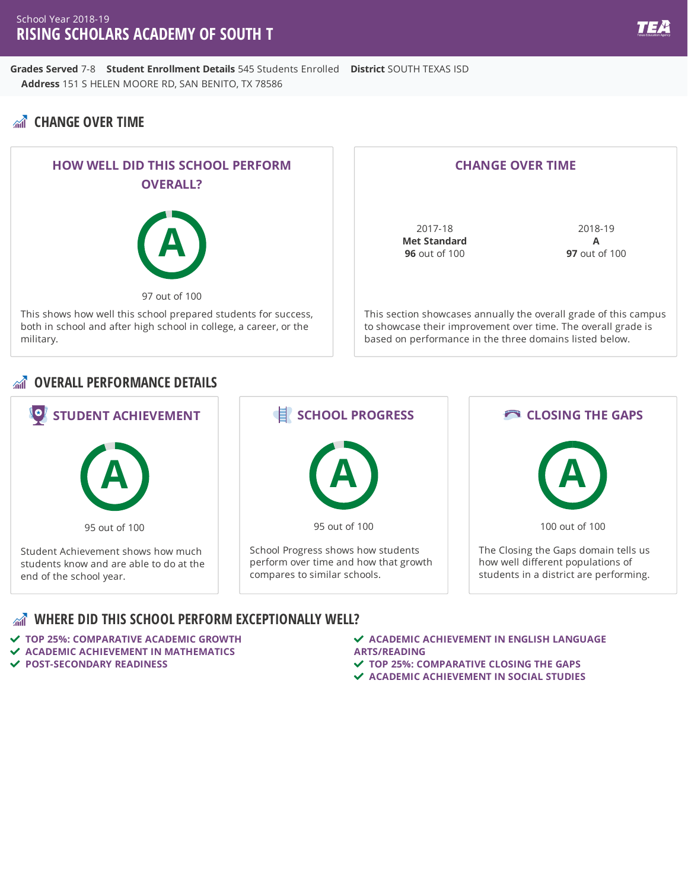School Year 2018-19

# RISING SCHOLARS ACADEMY OF SOUTH T

**Grades Served** 7-8 **Student Enrollment Details** 545 Students Enrolled **District** SOUTH TEXAS ISD
**Address** 151 S HELEN MOORE RD, SAN BENITO, TX 78586

## CHANGE OVER TIME

### HOW WELL DID THIS SCHOOL PERFORM OVERALL?

A

97 out of 100

This shows how well this school prepared students for success, both in school and after high school in college, a career, or the military.

### CHANGE OVER TIME

| 2017-18 | 2018-19 |
|---|---|
| **Met Standard** | **A** |
| **96** out of 100 | **97** out of 100 |

This section showcases annually the overall grade of this campus to showcase their improvement over time. The overall grade is based on performance in the three domains listed below.

## OVERALL PERFORMANCE DETAILS

### STUDENT ACHIEVEMENT

A

95 out of 100

Student Achievement shows how much students know and are able to do at the end of the school year.

### SCHOOL PROGRESS

A

95 out of 100

School Progress shows how students perform over time and how that growth compares to similar schools.

### CLOSING THE GAPS

A

100 out of 100

The Closing the Gaps domain tells us how well different populations of students in a district are performing.

## WHERE DID THIS SCHOOL PERFORM EXCEPTIONALLY WELL?

- TOP 25%: COMPARATIVE ACADEMIC GROWTH
- ACADEMIC ACHIEVEMENT IN MATHEMATICS
- POST-SECONDARY READINESS
- ACADEMIC ACHIEVEMENT IN ENGLISH LANGUAGE ARTS/READING
- TOP 25%: COMPARATIVE CLOSING THE GAPS
- ACADEMIC ACHIEVEMENT IN SOCIAL STUDIES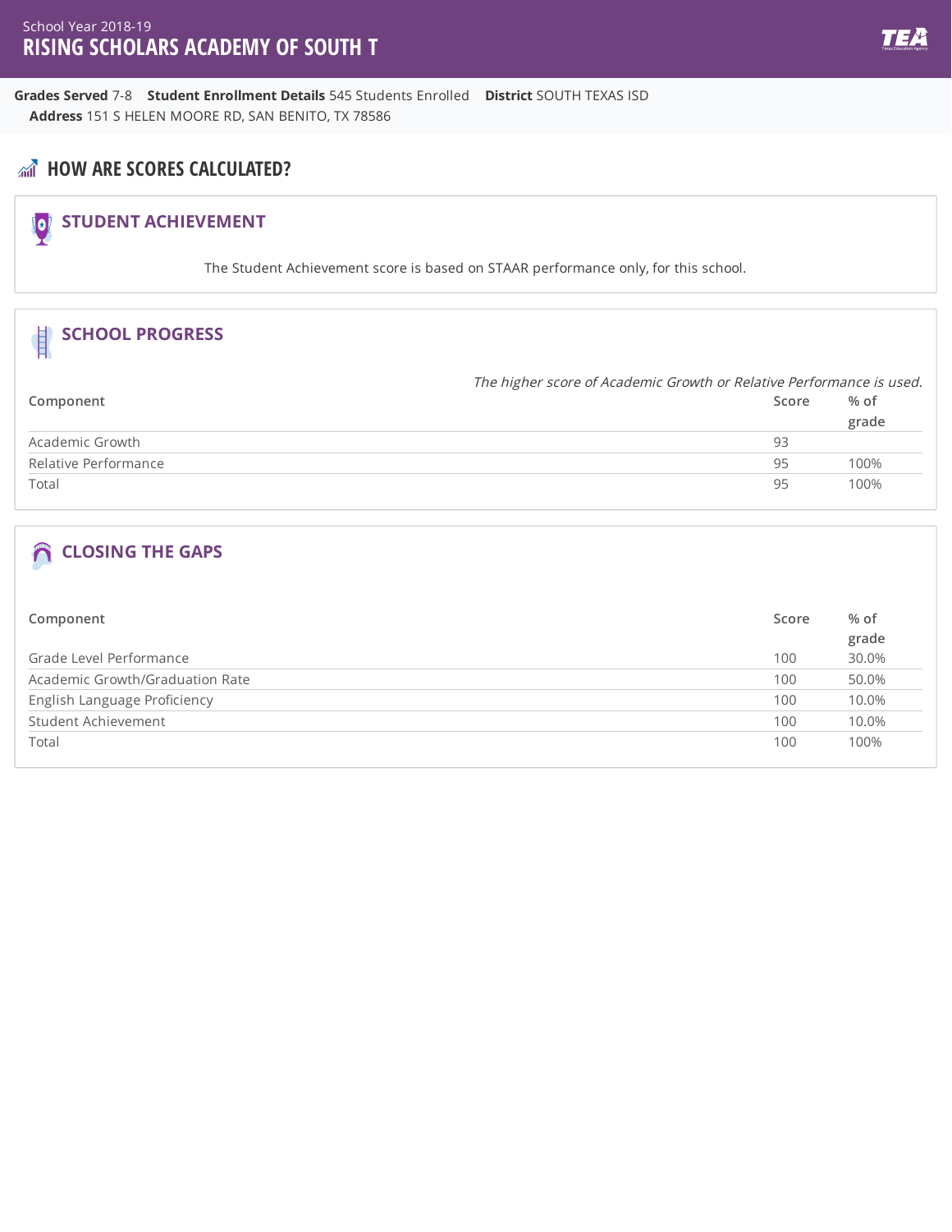School Year 2018-19

# RISING SCHOLARS ACADEMY OF SOUTH T

**Grades Served** 7-8 **Student Enrollment Details** 545 Students Enrolled **District** SOUTH TEXAS ISD
**Address** 151 S HELEN MOORE RD, SAN BENITO, TX 78586

## HOW ARE SCORES CALCULATED?

### STUDENT ACHIEVEMENT

The Student Achievement score is based on STAAR performance only, for this school.

### SCHOOL PROGRESS

*The higher score of Academic Growth or Relative Performance is used.*

| Component | Score | % of grade |
|---|---|---|
| Academic Growth | 93 | |
| Relative Performance | 95 | 100% |
| Total | 95 | 100% |

### CLOSING THE GAPS

| Component | Score | % of grade |
|---|---|---|
| Grade Level Performance | 100 | 30.0% |
| Academic Growth/Graduation Rate | 100 | 50.0% |
| English Language Proficiency | 100 | 10.0% |
| Student Achievement | 100 | 10.0% |
| Total | 100 | 100% |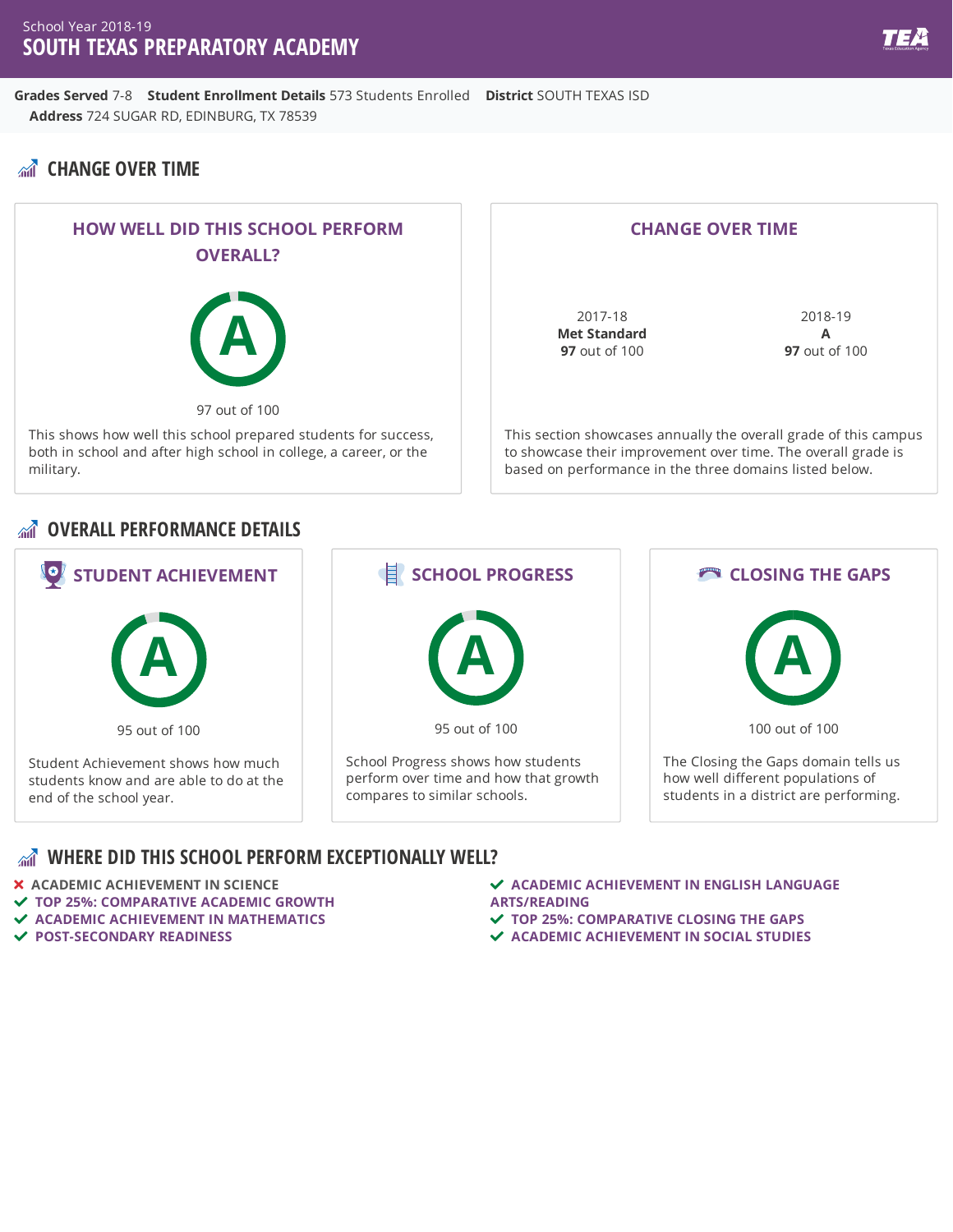School Year 2018-19

# SOUTH TEXAS PREPARATORY ACADEMY

**Grades Served** 7-8 **Student Enrollment Details** 573 Students Enrolled **District** SOUTH TEXAS ISD
**Address** 724 SUGAR RD, EDINBURG, TX 78539

## CHANGE OVER TIME

### HOW WELL DID THIS SCHOOL PERFORM OVERALL?

A

97 out of 100

This shows how well this school prepared students for success, both in school and after high school in college, a career, or the military.

### CHANGE OVER TIME

| 2017-18 | 2018-19 |
|---|---|
| **Met Standard** | **A** |
| **97** out of 100 | **97** out of 100 |

This section showcases annually the overall grade of this campus to showcase their improvement over time. The overall grade is based on performance in the three domains listed below.

## OVERALL PERFORMANCE DETAILS

### STUDENT ACHIEVEMENT

A

95 out of 100

Student Achievement shows how much students know and are able to do at the end of the school year.

### SCHOOL PROGRESS

A

95 out of 100

School Progress shows how students perform over time and how that growth compares to similar schools.

### CLOSING THE GAPS

A

100 out of 100

The Closing the Gaps domain tells us how well different populations of students in a district are performing.

## WHERE DID THIS SCHOOL PERFORM EXCEPTIONALLY WELL?

- ✗ ACADEMIC ACHIEVEMENT IN SCIENCE
- ✓ TOP 25%: COMPARATIVE ACADEMIC GROWTH
- ✓ ACADEMIC ACHIEVEMENT IN MATHEMATICS
- ✓ POST-SECONDARY READINESS
- ✓ ACADEMIC ACHIEVEMENT IN ENGLISH LANGUAGE ARTS/READING
- ✓ TOP 25%: COMPARATIVE CLOSING THE GAPS
- ✓ ACADEMIC ACHIEVEMENT IN SOCIAL STUDIES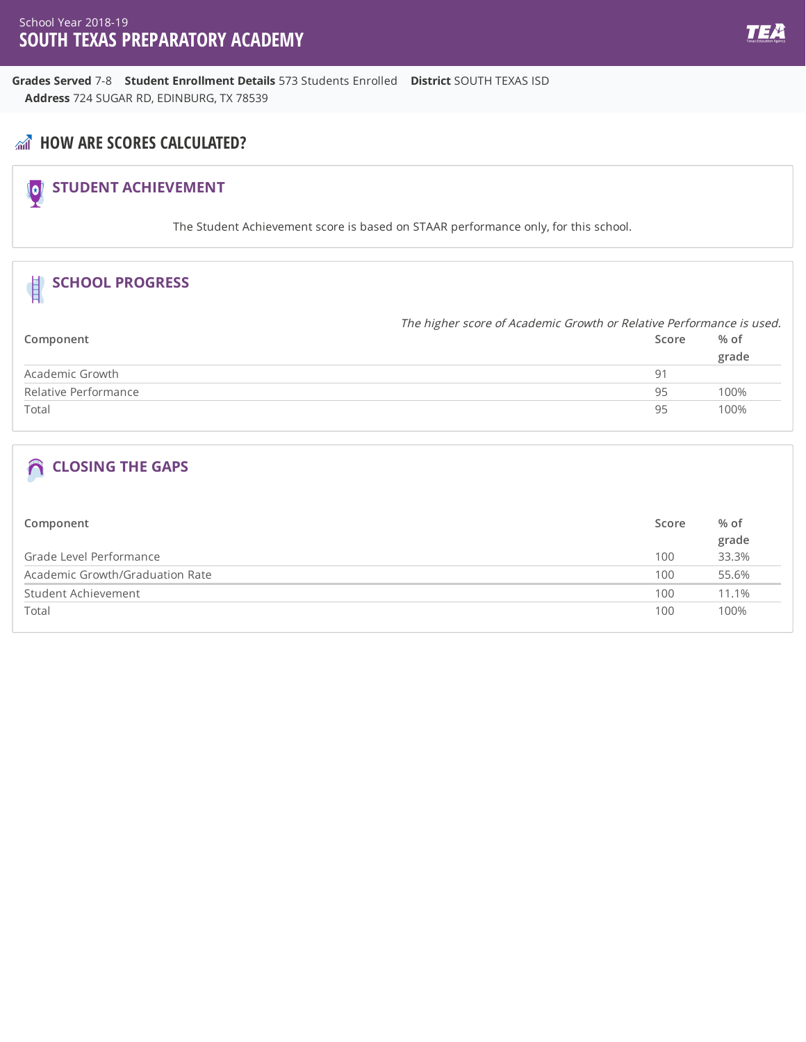School Year 2018-19

# SOUTH TEXAS PREPARATORY ACADEMY

**Grades Served** 7-8 **Student Enrollment Details** 573 Students Enrolled **District** SOUTH TEXAS ISD
**Address** 724 SUGAR RD, EDINBURG, TX 78539

## HOW ARE SCORES CALCULATED?

### STUDENT ACHIEVEMENT

The Student Achievement score is based on STAAR performance only, for this school.

### SCHOOL PROGRESS

*The higher score of Academic Growth or Relative Performance is used.*

| Component | Score | % of grade |
|---|---|---|
| Academic Growth | 91 | |
| Relative Performance | 95 | 100% |
| Total | 95 | 100% |

### CLOSING THE GAPS

| Component | Score | % of grade |
|---|---|---|
| Grade Level Performance | 100 | 33.3% |
| Academic Growth/Graduation Rate | 100 | 55.6% |
| Student Achievement | 100 | 11.1% |
| Total | 100 | 100% |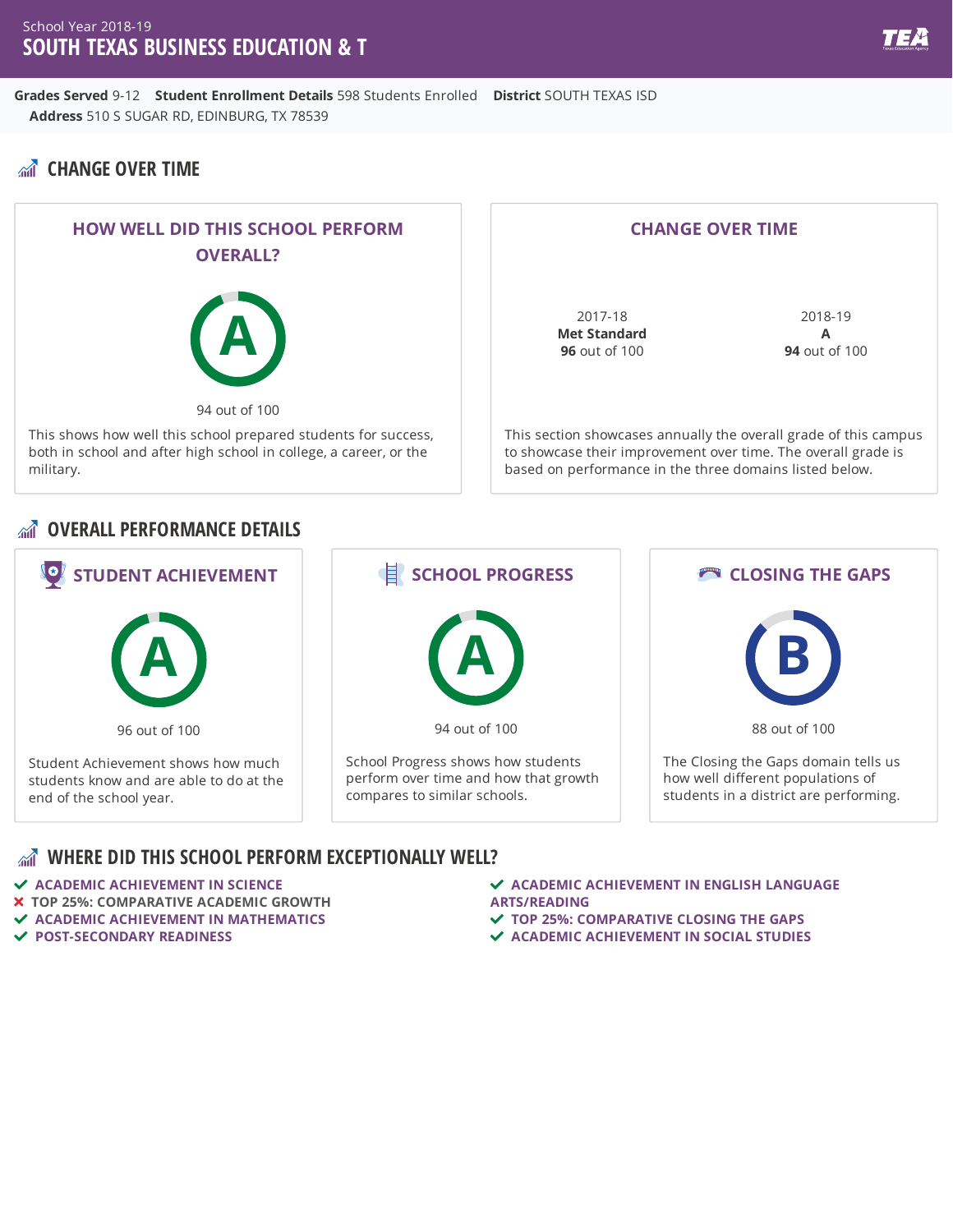School Year 2018-19

# SOUTH TEXAS BUSINESS EDUCATION & T

**Grades Served** 9-12 **Student Enrollment Details** 598 Students Enrolled **District** SOUTH TEXAS ISD
**Address** 510 S SUGAR RD, EDINBURG, TX 78539

## CHANGE OVER TIME

### HOW WELL DID THIS SCHOOL PERFORM OVERALL?

A

94 out of 100

This shows how well this school prepared students for success, both in school and after high school in college, a career, or the military.

### CHANGE OVER TIME

| 2017-18 | 2018-19 |
|---|---|
| **Met Standard** | **A** |
| **96** out of 100 | **94** out of 100 |

This section showcases annually the overall grade of this campus to showcase their improvement over time. The overall grade is based on performance in the three domains listed below.

## OVERALL PERFORMANCE DETAILS

### STUDENT ACHIEVEMENT

A

96 out of 100

Student Achievement shows how much students know and are able to do at the end of the school year.

### SCHOOL PROGRESS

A

94 out of 100

School Progress shows how students perform over time and how that growth compares to similar schools.

### CLOSING THE GAPS

B

88 out of 100

The Closing the Gaps domain tells us how well different populations of students in a district are performing.

## WHERE DID THIS SCHOOL PERFORM EXCEPTIONALLY WELL?

- ✔ ACADEMIC ACHIEVEMENT IN SCIENCE
- ✘ TOP 25%: COMPARATIVE ACADEMIC GROWTH
- ✔ ACADEMIC ACHIEVEMENT IN MATHEMATICS
- ✔ POST-SECONDARY READINESS
- ✔ ACADEMIC ACHIEVEMENT IN ENGLISH LANGUAGE ARTS/READING
- ✔ TOP 25%: COMPARATIVE CLOSING THE GAPS
- ✔ ACADEMIC ACHIEVEMENT IN SOCIAL STUDIES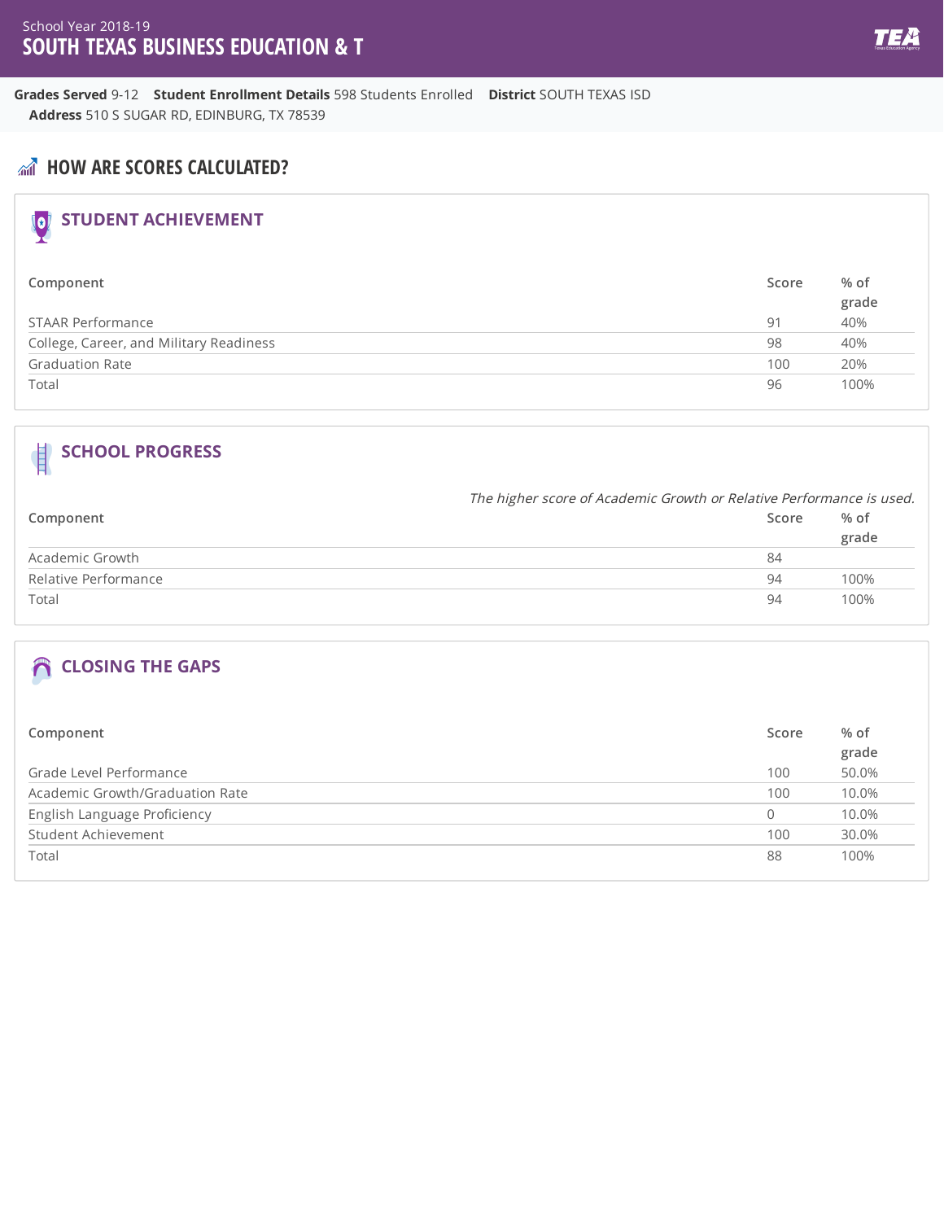School Year 2018-19

# SOUTH TEXAS BUSINESS EDUCATION & T

**Grades Served** 9-12 **Student Enrollment Details** 598 Students Enrolled **District** SOUTH TEXAS ISD
**Address** 510 S SUGAR RD, EDINBURG, TX 78539

## HOW ARE SCORES CALCULATED?

### STUDENT ACHIEVEMENT

| Component | Score | % of grade |
|---|---|---|
| STAAR Performance | 91 | 40% |
| College, Career, and Military Readiness | 98 | 40% |
| Graduation Rate | 100 | 20% |
| Total | 96 | 100% |

### SCHOOL PROGRESS

*The higher score of Academic Growth or Relative Performance is used.*

| Component | Score | % of grade |
|---|---|---|
| Academic Growth | 84 | |
| Relative Performance | 94 | 100% |
| Total | 94 | 100% |

### CLOSING THE GAPS

| Component | Score | % of grade |
|---|---|---|
| Grade Level Performance | 100 | 50.0% |
| Academic Growth/Graduation Rate | 100 | 10.0% |
| English Language Proficiency | 0 | 10.0% |
| Student Achievement | 100 | 30.0% |
| Total | 88 | 100% |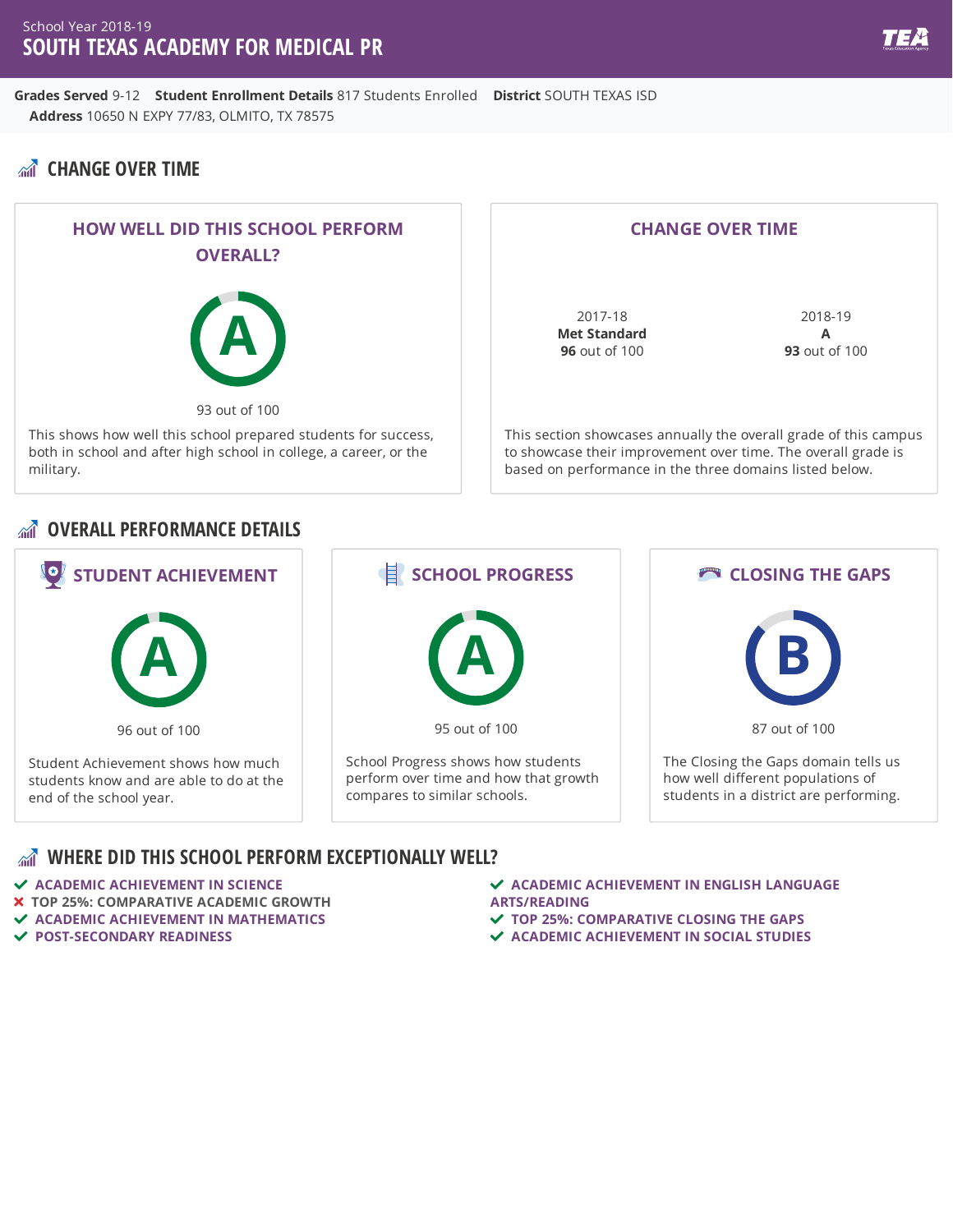School Year 2018-19

# SOUTH TEXAS ACADEMY FOR MEDICAL PR

**Grades Served** 9-12 **Student Enrollment Details** 817 Students Enrolled **District** SOUTH TEXAS ISD
**Address** 10650 N EXPY 77/83, OLMITO, TX 78575

## CHANGE OVER TIME

### HOW WELL DID THIS SCHOOL PERFORM OVERALL?

A

93 out of 100

This shows how well this school prepared students for success, both in school and after high school in college, a career, or the military.

### CHANGE OVER TIME

| 2017-18 | 2018-19 |
|---|---|
| **Met Standard** | **A** |
| **96** out of 100 | **93** out of 100 |

This section showcases annually the overall grade of this campus to showcase their improvement over time. The overall grade is based on performance in the three domains listed below.

## OVERALL PERFORMANCE DETAILS

### STUDENT ACHIEVEMENT

A

96 out of 100

Student Achievement shows how much students know and are able to do at the end of the school year.

### SCHOOL PROGRESS

A

95 out of 100

School Progress shows how students perform over time and how that growth compares to similar schools.

### CLOSING THE GAPS

B

87 out of 100

The Closing the Gaps domain tells us how well different populations of students in a district are performing.

## WHERE DID THIS SCHOOL PERFORM EXCEPTIONALLY WELL?

- ✔ ACADEMIC ACHIEVEMENT IN SCIENCE
- ✘ TOP 25%: COMPARATIVE ACADEMIC GROWTH
- ✔ ACADEMIC ACHIEVEMENT IN MATHEMATICS
- ✔ POST-SECONDARY READINESS
- ✔ ACADEMIC ACHIEVEMENT IN ENGLISH LANGUAGE ARTS/READING
- ✔ TOP 25%: COMPARATIVE CLOSING THE GAPS
- ✔ ACADEMIC ACHIEVEMENT IN SOCIAL STUDIES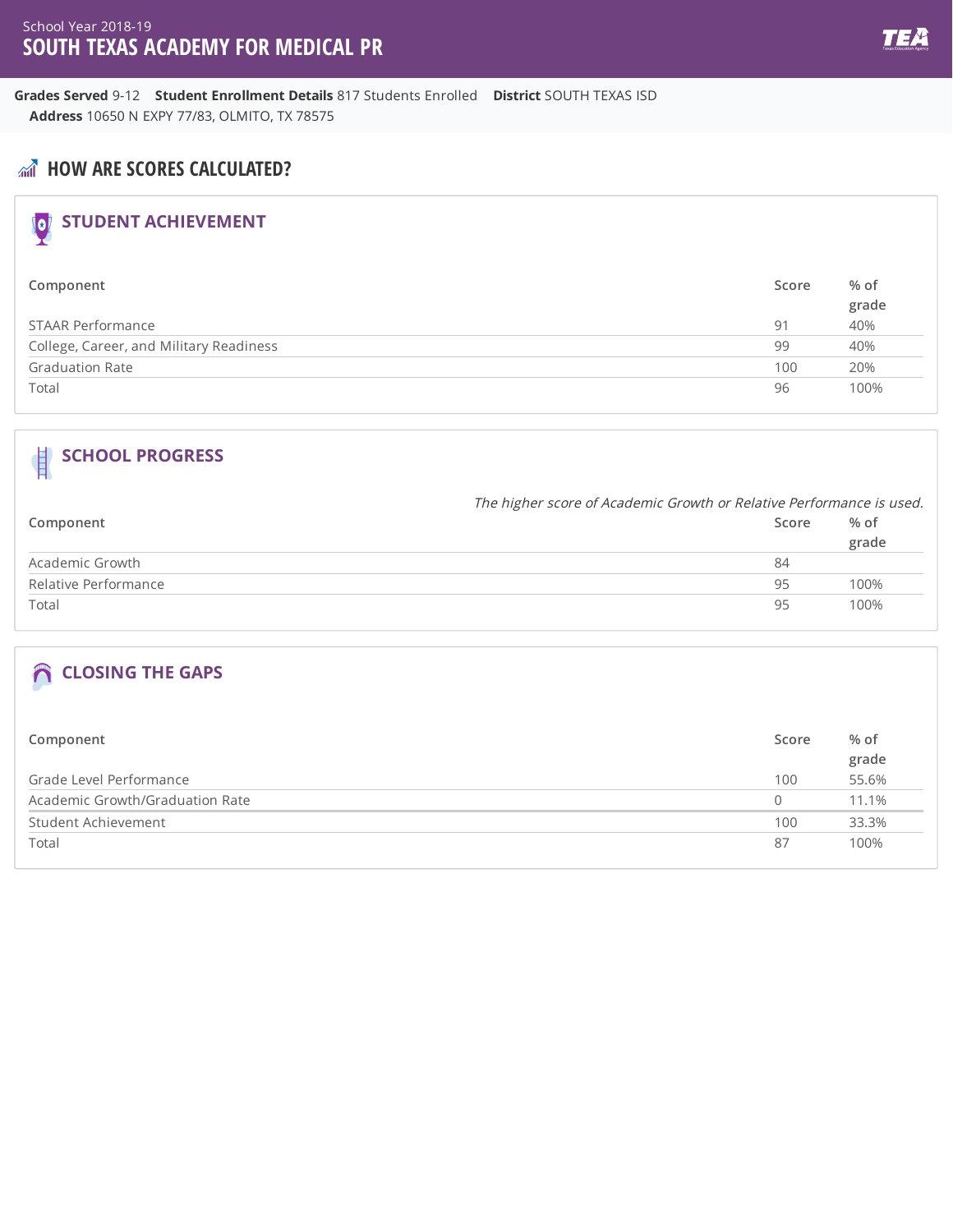School Year 2018-19

# SOUTH TEXAS ACADEMY FOR MEDICAL PR

**Grades Served** 9-12 **Student Enrollment Details** 817 Students Enrolled **District** SOUTH TEXAS ISD
**Address** 10650 N EXPY 77/83, OLMITO, TX 78575

## HOW ARE SCORES CALCULATED?

### STUDENT ACHIEVEMENT

| Component | Score | % of grade |
|---|---|---|
| STAAR Performance | 91 | 40% |
| College, Career, and Military Readiness | 99 | 40% |
| Graduation Rate | 100 | 20% |
| Total | 96 | 100% |

### SCHOOL PROGRESS

*The higher score of Academic Growth or Relative Performance is used.*

| Component | Score | % of grade |
|---|---|---|
| Academic Growth | 84 | |
| Relative Performance | 95 | 100% |
| Total | 95 | 100% |

### CLOSING THE GAPS

| Component | Score | % of grade |
|---|---|---|
| Grade Level Performance | 100 | 55.6% |
| Academic Growth/Graduation Rate | 0 | 11.1% |
| Student Achievement | 100 | 33.3% |
| Total | 87 | 100% |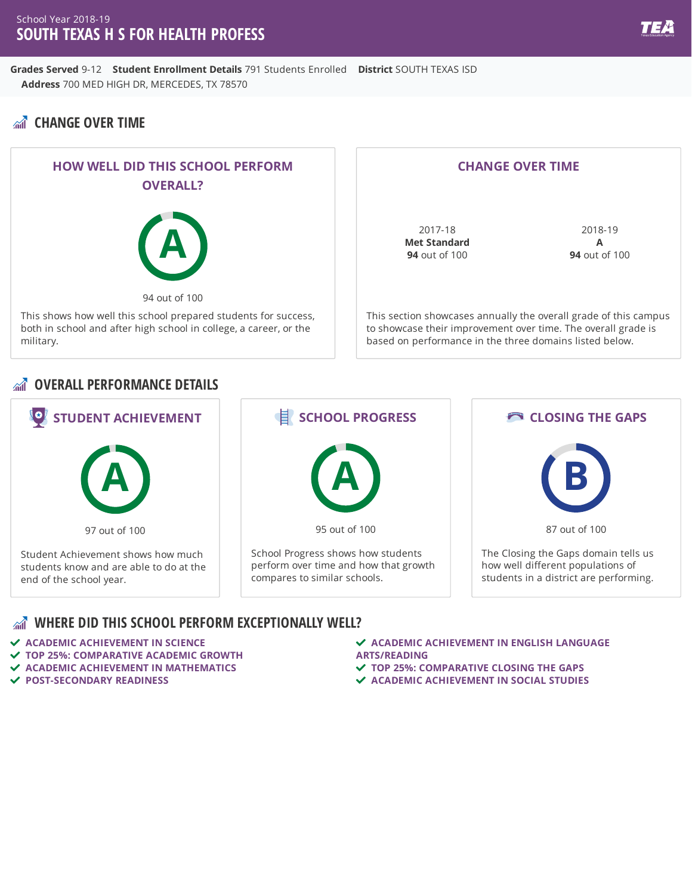School Year 2018-19

# SOUTH TEXAS H S FOR HEALTH PROFESS

**Grades Served** 9-12 **Student Enrollment Details** 791 Students Enrolled **District** SOUTH TEXAS ISD
**Address** 700 MED HIGH DR, MERCEDES, TX 78570

## CHANGE OVER TIME

### HOW WELL DID THIS SCHOOL PERFORM OVERALL?

**A**

94 out of 100

This shows how well this school prepared students for success, both in school and after high school in college, a career, or the military.

### CHANGE OVER TIME

| 2017-18 | 2018-19 |
|---|---|
| **Met Standard** | **A** |
| **94** out of 100 | **94** out of 100 |

This section showcases annually the overall grade of this campus to showcase their improvement over time. The overall grade is based on performance in the three domains listed below.

## OVERALL PERFORMANCE DETAILS

### STUDENT ACHIEVEMENT

**A**

97 out of 100

Student Achievement shows how much students know and are able to do at the end of the school year.

### SCHOOL PROGRESS

**A**

95 out of 100

School Progress shows how students perform over time and how that growth compares to similar schools.

### CLOSING THE GAPS

**B**

87 out of 100

The Closing the Gaps domain tells us how well different populations of students in a district are performing.

## WHERE DID THIS SCHOOL PERFORM EXCEPTIONALLY WELL?

- ✓ ACADEMIC ACHIEVEMENT IN SCIENCE
- ✓ TOP 25%: COMPARATIVE ACADEMIC GROWTH
- ✓ ACADEMIC ACHIEVEMENT IN MATHEMATICS
- ✓ POST-SECONDARY READINESS
- ✓ ACADEMIC ACHIEVEMENT IN ENGLISH LANGUAGE ARTS/READING
- ✓ TOP 25%: COMPARATIVE CLOSING THE GAPS
- ✓ ACADEMIC ACHIEVEMENT IN SOCIAL STUDIES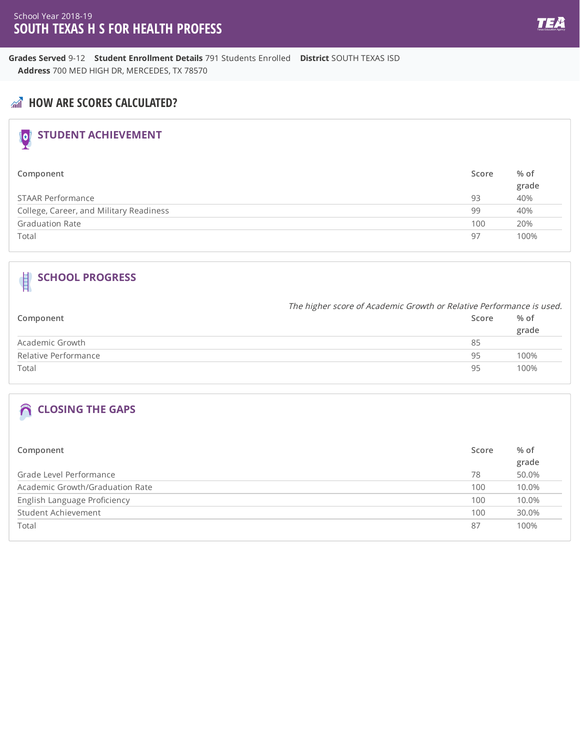School Year 2018-19

# SOUTH TEXAS H S FOR HEALTH PROFESS

**Grades Served** 9-12 **Student Enrollment Details** 791 Students Enrolled **District** SOUTH TEXAS ISD
**Address** 700 MED HIGH DR, MERCEDES, TX 78570

## HOW ARE SCORES CALCULATED?

### STUDENT ACHIEVEMENT

| Component | Score | % of grade |
|---|---|---|
| STAAR Performance | 93 | 40% |
| College, Career, and Military Readiness | 99 | 40% |
| Graduation Rate | 100 | 20% |
| Total | 97 | 100% |

### SCHOOL PROGRESS

*The higher score of Academic Growth or Relative Performance is used.*

| Component | Score | % of grade |
|---|---|---|
| Academic Growth | 85 | |
| Relative Performance | 95 | 100% |
| Total | 95 | 100% |

### CLOSING THE GAPS

| Component | Score | % of grade |
|---|---|---|
| Grade Level Performance | 78 | 50.0% |
| Academic Growth/Graduation Rate | 100 | 10.0% |
| English Language Proficiency | 100 | 10.0% |
| Student Achievement | 100 | 30.0% |
| Total | 87 | 100% |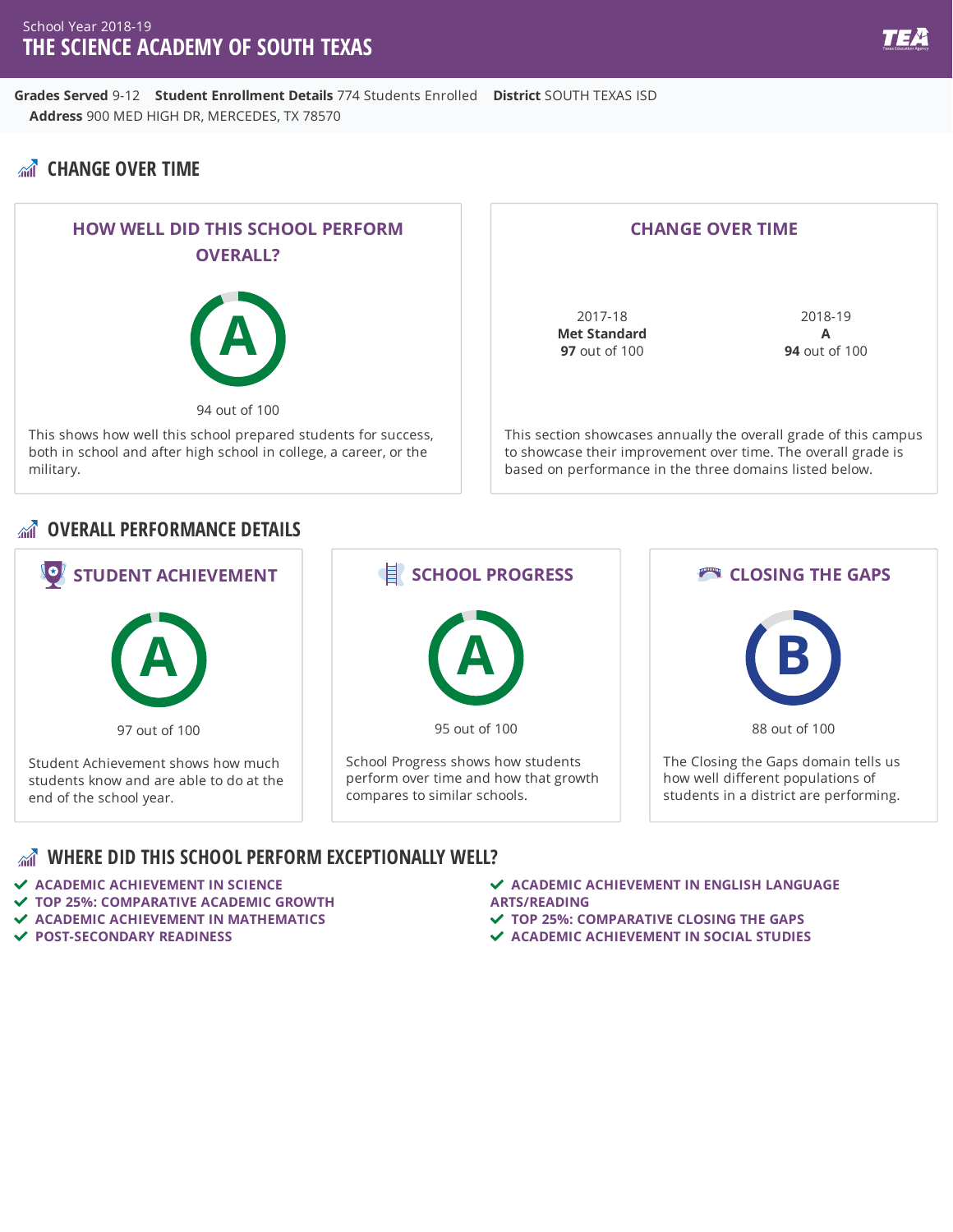School Year 2018-19

# THE SCIENCE ACADEMY OF SOUTH TEXAS

**Grades Served** 9-12 **Student Enrollment Details** 774 Students Enrolled **District** SOUTH TEXAS ISD
**Address** 900 MED HIGH DR, MERCEDES, TX 78570

## CHANGE OVER TIME

### HOW WELL DID THIS SCHOOL PERFORM OVERALL?

A

94 out of 100

This shows how well this school prepared students for success, both in school and after high school in college, a career, or the military.

### CHANGE OVER TIME

| 2017-18 | 2018-19 |
|---|---|
| **Met Standard** | **A** |
| **97** out of 100 | **94** out of 100 |

This section showcases annually the overall grade of this campus to showcase their improvement over time. The overall grade is based on performance in the three domains listed below.

## OVERALL PERFORMANCE DETAILS

### STUDENT ACHIEVEMENT

A

97 out of 100

Student Achievement shows how much students know and are able to do at the end of the school year.

### SCHOOL PROGRESS

A

95 out of 100

School Progress shows how students perform over time and how that growth compares to similar schools.

### CLOSING THE GAPS

B

88 out of 100

The Closing the Gaps domain tells us how well different populations of students in a district are performing.

## WHERE DID THIS SCHOOL PERFORM EXCEPTIONALLY WELL?

- ACADEMIC ACHIEVEMENT IN SCIENCE
- TOP 25%: COMPARATIVE ACADEMIC GROWTH
- ACADEMIC ACHIEVEMENT IN MATHEMATICS
- POST-SECONDARY READINESS
- ACADEMIC ACHIEVEMENT IN ENGLISH LANGUAGE ARTS/READING
- TOP 25%: COMPARATIVE CLOSING THE GAPS
- ACADEMIC ACHIEVEMENT IN SOCIAL STUDIES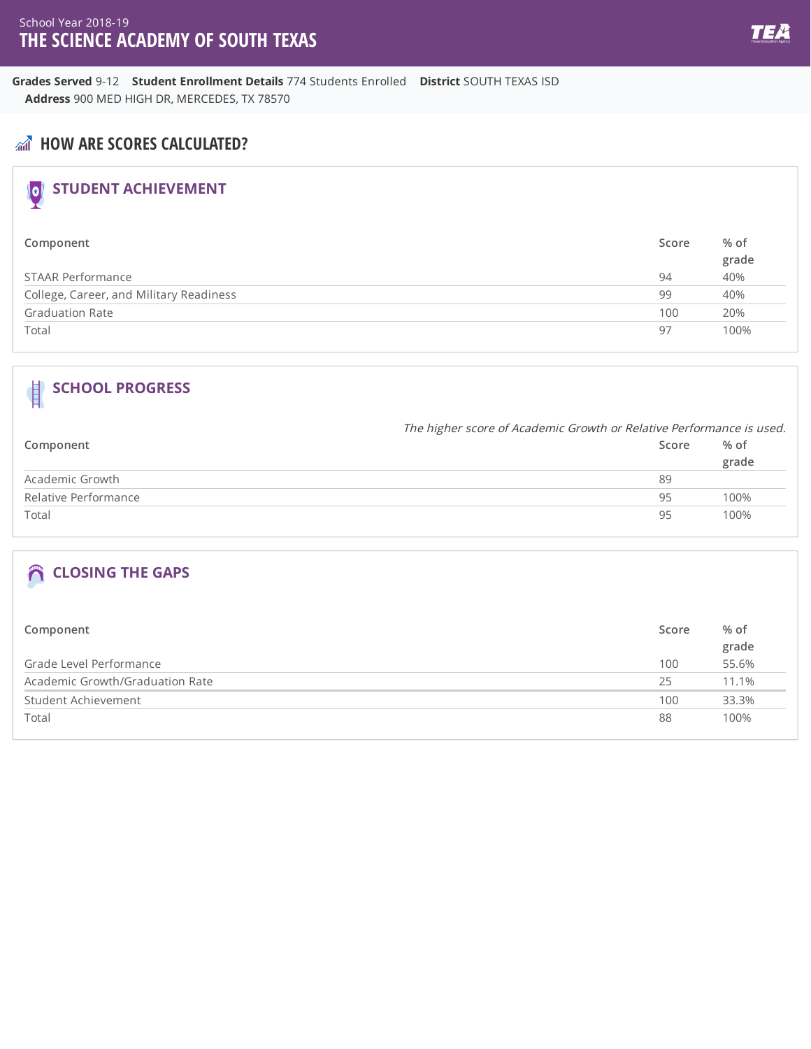School Year 2018-19

# THE SCIENCE ACADEMY OF SOUTH TEXAS

**Grades Served** 9-12 **Student Enrollment Details** 774 Students Enrolled **District** SOUTH TEXAS ISD
**Address** 900 MED HIGH DR, MERCEDES, TX 78570

## HOW ARE SCORES CALCULATED?

### STUDENT ACHIEVEMENT

| Component | Score | % of grade |
|---|---|---|
| STAAR Performance | 94 | 40% |
| College, Career, and Military Readiness | 99 | 40% |
| Graduation Rate | 100 | 20% |
| Total | 97 | 100% |

### SCHOOL PROGRESS

*The higher score of Academic Growth or Relative Performance is used.*

| Component | Score | % of grade |
|---|---|---|
| Academic Growth | 89 | |
| Relative Performance | 95 | 100% |
| Total | 95 | 100% |

### CLOSING THE GAPS

| Component | Score | % of grade |
|---|---|---|
| Grade Level Performance | 100 | 55.6% |
| Academic Growth/Graduation Rate | 25 | 11.1% |
| Student Achievement | 100 | 33.3% |
| Total | 88 | 100% |